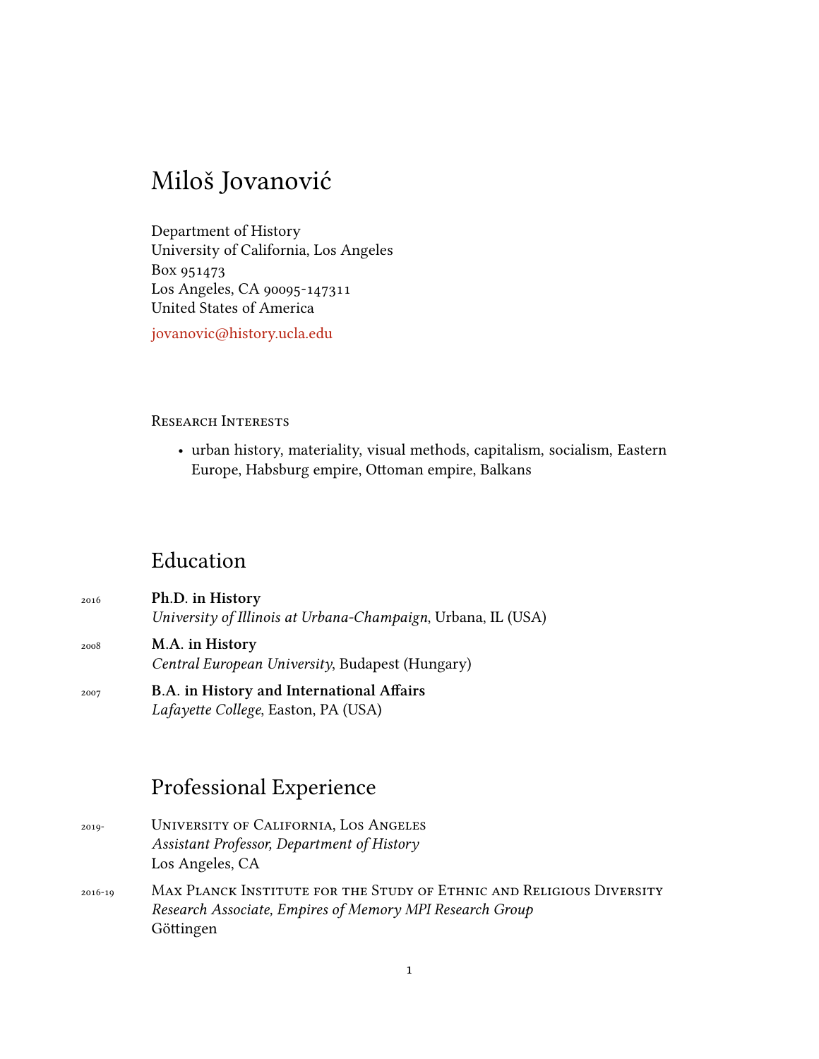# Miloš Jovanović

Department of History
University of California, Los Angeles
Box 951473
Los Angeles, CA 90095-147311
United States of America

jovanovic@history.ucla.edu

Research Interests

- urban history, materiality, visual methods, capitalism, socialism, Eastern Europe, Habsburg empire, Ottoman empire, Balkans

## Education

2016 **Ph.D. in History**
*University of Illinois at Urbana-Champaign*, Urbana, IL (USA)

2008 **M.A. in History**
*Central European University*, Budapest (Hungary)

2007 **B.A. in History and International Affairs**
*Lafayette College*, Easton, PA (USA)

## Professional Experience

2019- University of California, Los Angeles
*Assistant Professor, Department of History*
Los Angeles, CA

2016-19 Max Planck Institute for the Study of Ethnic and Religious Diversity
*Research Associate, Empires of Memory MPI Research Group*
Göttingen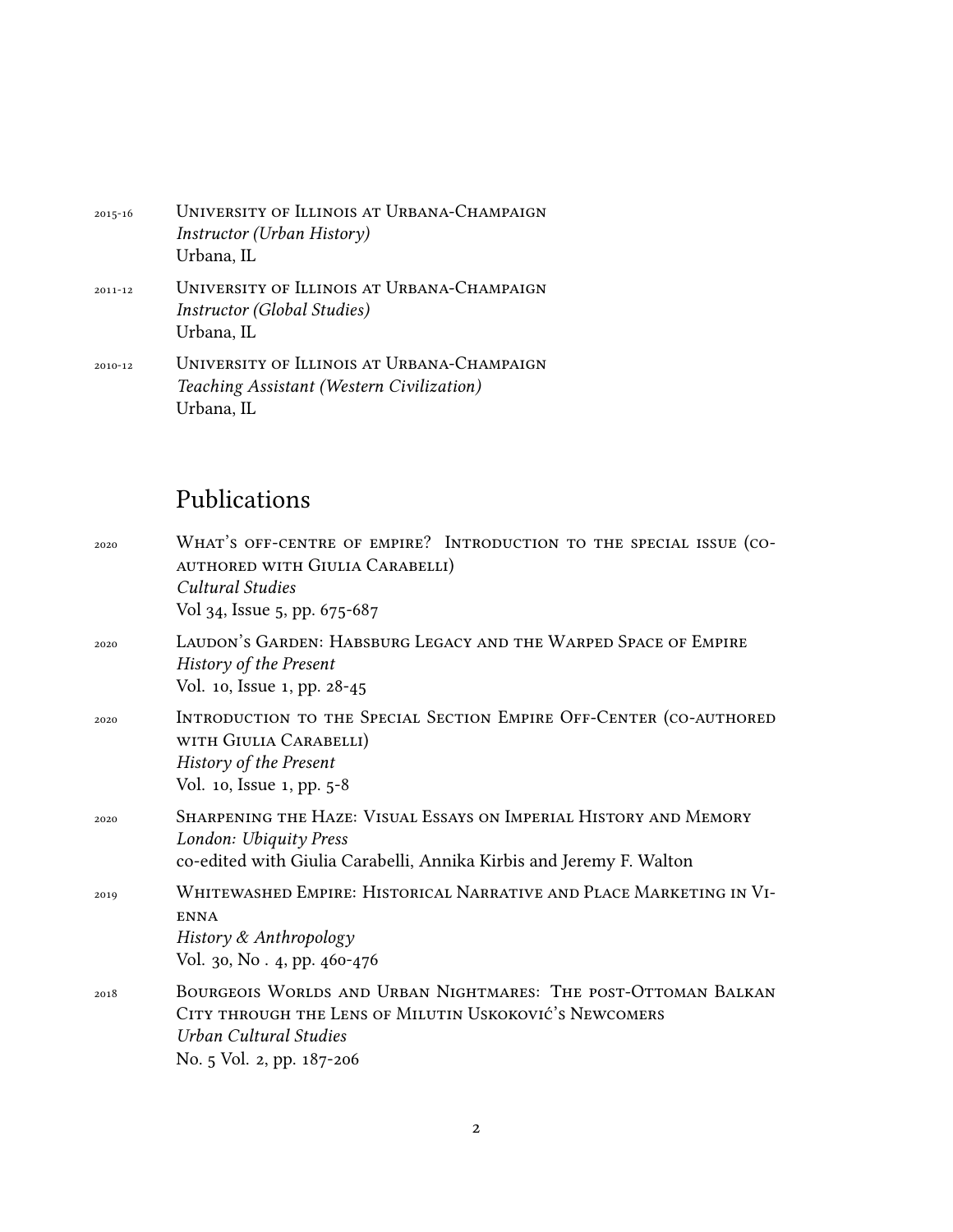2015-16 **University of Illinois at Urbana-Champaign**
*Instructor (Urban History)*
Urbana, IL

2011-12 **University of Illinois at Urbana-Champaign**
*Instructor (Global Studies)*
Urbana, IL

2010-12 **University of Illinois at Urbana-Champaign**
*Teaching Assistant (Western Civilization)*
Urbana, IL

## Publications

2020 **What's off-centre of empire? Introduction to the special issue (co-authored with Giulia Carabelli)**
*Cultural Studies*
Vol 34, Issue 5, pp. 675-687

2020 **Laudon's Garden: Habsburg Legacy and the Warped Space of Empire**
*History of the Present*
Vol. 10, Issue 1, pp. 28-45

2020 **Introduction to the Special Section Empire Off-Center (co-authored with Giulia Carabelli)**
*History of the Present*
Vol. 10, Issue 1, pp. 5-8

2020 **Sharpening the Haze: Visual Essays on Imperial History and Memory**
*London: Ubiquity Press*
co-edited with Giulia Carabelli, Annika Kirbis and Jeremy F. Walton

2019 **Whitewashed Empire: Historical Narrative and Place Marketing in Vienna**
*History & Anthropology*
Vol. 30, No . 4, pp. 460-476

2018 **Bourgeois Worlds and Urban Nightmares: The post-Ottoman Balkan City through the Lens of Milutin Uskoković's Newcomers**
*Urban Cultural Studies*
No. 5 Vol. 2, pp. 187-206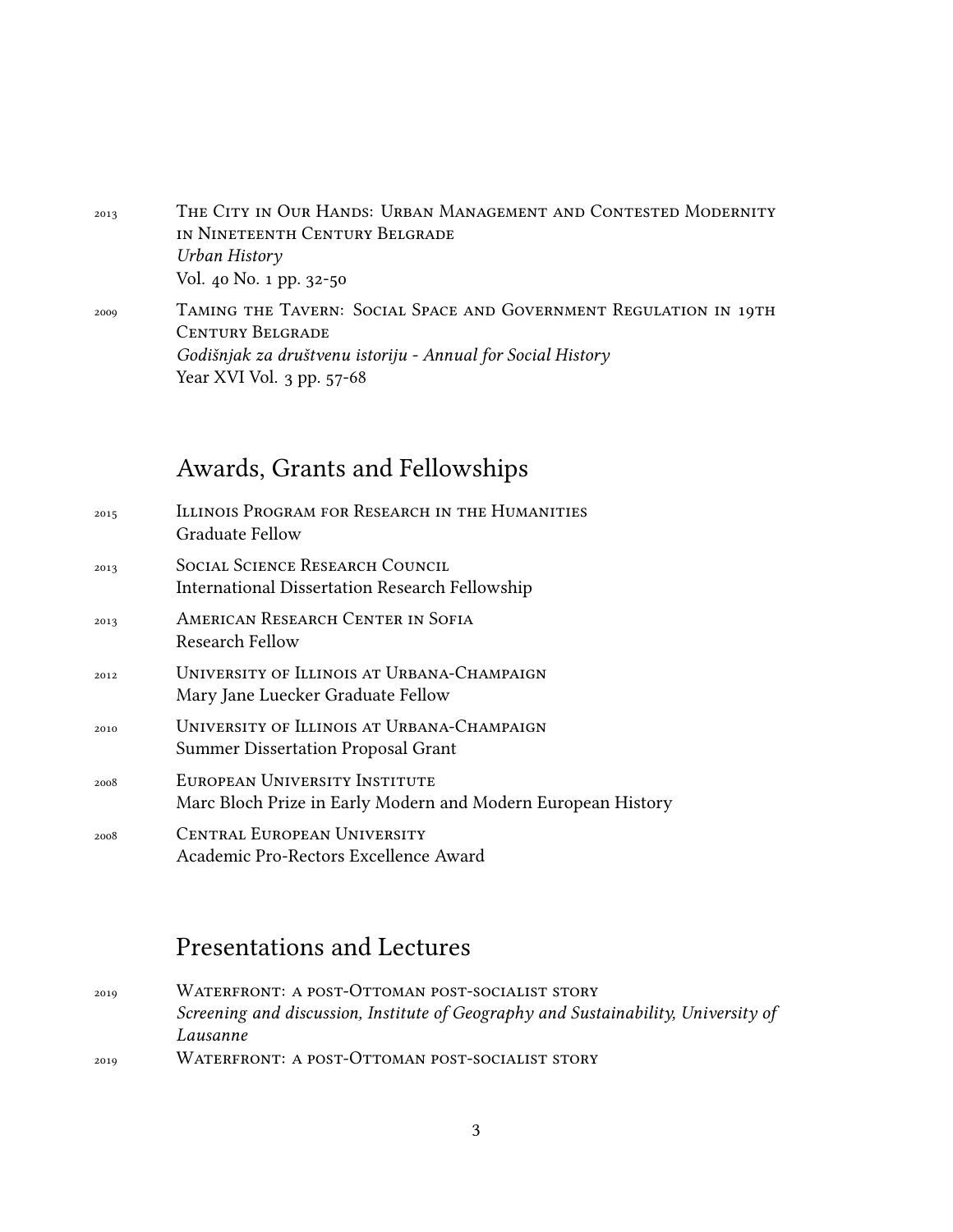2013 — The City in Our Hands: Urban Management and Contested Modernity in Nineteenth Century Belgrade
*Urban History*
Vol. 40 No. 1 pp. 32-50

2009 — Taming the Tavern: Social Space and Government Regulation in 19th Century Belgrade
*Godišnjak za društvenu istoriju - Annual for Social History*
Year XVI Vol. 3 pp. 57-68

## Awards, Grants and Fellowships

2015 — Illinois Program for Research in the Humanities
Graduate Fellow

2013 — Social Science Research Council
International Dissertation Research Fellowship

2013 — American Research Center in Sofia
Research Fellow

2012 — University of Illinois at Urbana-Champaign
Mary Jane Luecker Graduate Fellow

2010 — University of Illinois at Urbana-Champaign
Summer Dissertation Proposal Grant

2008 — European University Institute
Marc Bloch Prize in Early Modern and Modern European History

2008 — Central European University
Academic Pro-Rectors Excellence Award

## Presentations and Lectures

2019 — Waterfront: a post-Ottoman post-socialist story
*Screening and discussion, Institute of Geography and Sustainability, University of Lausanne*

2019 — Waterfront: a post-Ottoman post-socialist story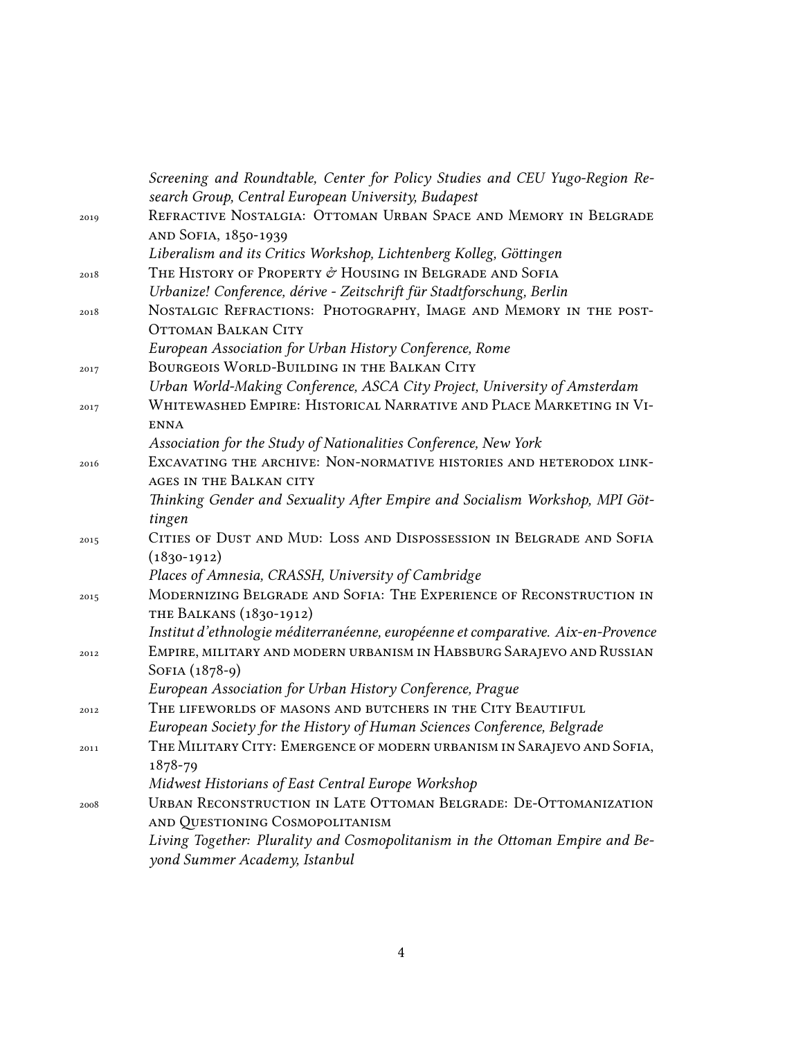*Screening and Roundtable, Center for Policy Studies and CEU Yugo-Region Research Group, Central European University, Budapest*

2019 Refractive Nostalgia: Ottoman Urban Space and Memory in Belgrade and Sofia, 1850-1939
*Liberalism and its Critics Workshop, Lichtenberg Kolleg, Göttingen*

2018 The History of Property & Housing in Belgrade and Sofia
*Urbanize! Conference, dérive - Zeitschrift für Stadtforschung, Berlin*

2018 Nostalgic Refractions: Photography, Image and Memory in the post-Ottoman Balkan City
*European Association for Urban History Conference, Rome*

2017 Bourgeois World-Building in the Balkan City
*Urban World-Making Conference, ASCA City Project, University of Amsterdam*

2017 Whitewashed Empire: Historical Narrative and Place Marketing in Vienna
*Association for the Study of Nationalities Conference, New York*

2016 Excavating the archive: Non-normative histories and heterodox linkages in the Balkan city
*Thinking Gender and Sexuality After Empire and Socialism Workshop, MPI Göttingen*

2015 Cities of Dust and Mud: Loss and Dispossession in Belgrade and Sofia (1830-1912)
*Places of Amnesia, CRASSH, University of Cambridge*

2015 Modernizing Belgrade and Sofia: The Experience of Reconstruction in the Balkans (1830-1912)
*Institut d'ethnologie méditerranéenne, européenne et comparative. Aix-en-Provence*

2012 Empire, military and modern urbanism in Habsburg Sarajevo and Russian Sofia (1878-9)
*European Association for Urban History Conference, Prague*

2012 The lifeworlds of masons and butchers in the City Beautiful
*European Society for the History of Human Sciences Conference, Belgrade*

2011 The Military City: Emergence of modern urbanism in Sarajevo and Sofia, 1878-79
*Midwest Historians of East Central Europe Workshop*

2008 Urban Reconstruction in Late Ottoman Belgrade: De-Ottomanization and Questioning Cosmopolitanism
*Living Together: Plurality and Cosmopolitanism in the Ottoman Empire and Beyond Summer Academy, Istanbul*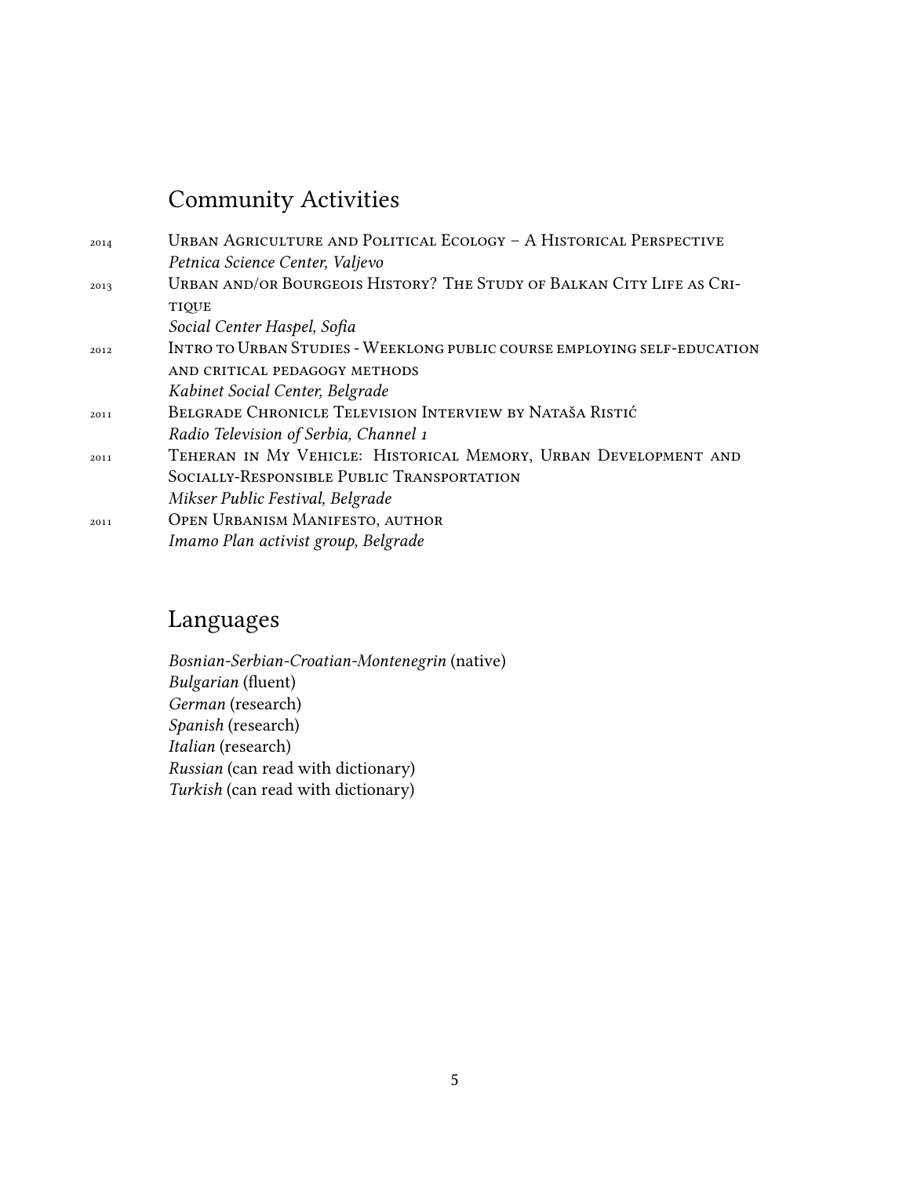## Community Activities

2014 Urban Agriculture and Political Ecology – A Historical Perspective
*Petnica Science Center, Valjevo*

2013 Urban and/or Bourgeois History? The Study of Balkan City Life as Critique
*Social Center Haspel, Sofia*

2012 Intro to Urban Studies - Weeklong public course employing self-education and critical pedagogy methods
*Kabinet Social Center, Belgrade*

2011 Belgrade Chronicle Television Interview by Nataša Ristić
*Radio Television of Serbia, Channel 1*

2011 Teheran in My Vehicle: Historical Memory, Urban Development and Socially-Responsible Public Transportation
*Mikser Public Festival, Belgrade*

2011 Open Urbanism Manifesto, author
*Imamo Plan activist group, Belgrade*

## Languages

*Bosnian-Serbian-Croatian-Montenegrin* (native)
*Bulgarian* (fluent)
*German* (research)
*Spanish* (research)
*Italian* (research)
*Russian* (can read with dictionary)
*Turkish* (can read with dictionary)